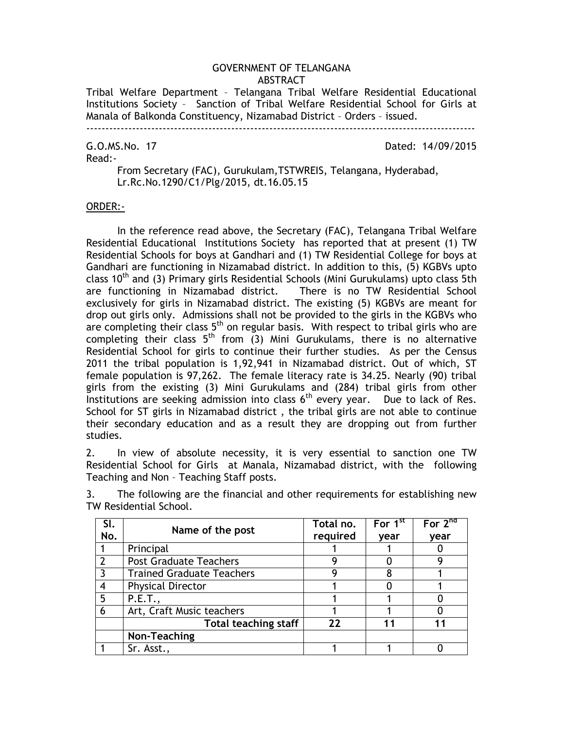# GOVERNMENT OF TELANGANA

## ABSTRACT

Tribal Welfare Department – Telangana Tribal Welfare Residential Educational Institutions Society – Sanction of Tribal Welfare Residential School for Girls at Manala of Balkonda Constituency, Nizamabad District – Orders – issued.

---

G.O.MS.No. 17 Dated: 14/09/2015

Read:-

From Secretary (FAC), Gurukulam,TSTWREIS, Telangana, Hyderabad, Lr.Rc.No.1290/C1/Plg/2015, dt.16.05.15

ORDER:-

In the reference read above, the Secretary (FAC), Telangana Tribal Welfare Residential Educational Institutions Society has reported that at present (1) TW Residential Schools for boys at Gandhari and (1) TW Residential College for boys at Gandhari are functioning in Nizamabad district. In addition to this, (5) KGBVs upto class 10th and (3) Primary girls Residential Schools (Mini Gurukulams) upto class 5th are functioning in Nizamabad district. There is no TW Residential School exclusively for girls in Nizamabad district. The existing (5) KGBVs are meant for drop out girls only. Admissions shall not be provided to the girls in the KGBVs who are completing their class 5th on regular basis. With respect to tribal girls who are completing their class 5th from (3) Mini Gurukulams, there is no alternative Residential School for girls to continue their further studies. As per the Census 2011 the tribal population is 1,92,941 in Nizamabad district. Out of which, ST female population is 97,262. The female literacy rate is 34.25. Nearly (90) tribal girls from the existing (3) Mini Gurukulams and (284) tribal girls from other Institutions are seeking admission into class 6th every year. Due to lack of Res. School for ST girls in Nizamabad district , the tribal girls are not able to continue their secondary education and as a result they are dropping out from further studies.

2. In view of absolute necessity, it is very essential to sanction one TW Residential School for Girls at Manala, Nizamabad district, with the following Teaching and Non – Teaching Staff posts.

3. The following are the financial and other requirements for establishing new TW Residential School.

| Sl. No. | Name of the post | Total no. required | For 1st year | For 2nd year |
|---|---|---|---|---|
| 1 | Principal | 1 | 1 | 0 |
| 2 | Post Graduate Teachers | 9 | 0 | 9 |
| 3 | Trained Graduate Teachers | 9 | 8 | 1 |
| 4 | Physical Director | 1 | 0 | 1 |
| 5 | P.E.T., | 1 | 1 | 0 |
| 6 | Art, Craft Music teachers | 1 | 1 | 0 |
| | **Total teaching staff** | **22** | **11** | **11** |
| | **Non-Teaching** | | | |
| 1 | Sr. Asst., | 1 | 1 | 0 |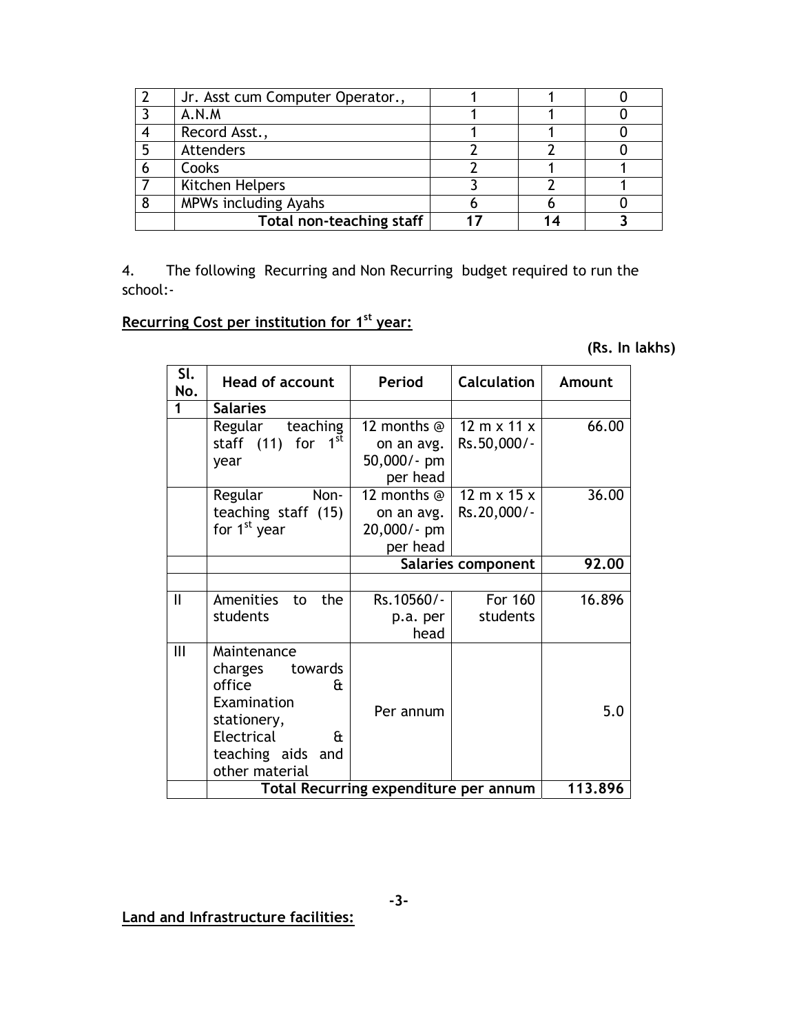| 2 | Jr. Asst cum Computer Operator., | 1 | 1 | 0 |
|---|---|---|---|---|
| 3 | A.N.M | 1 | 1 | 0 |
| 4 | Record Asst., | 1 | 1 | 0 |
| 5 | Attenders | 2 | 2 | 0 |
| 6 | Cooks | 2 | 1 | 1 |
| 7 | Kitchen Helpers | 3 | 2 | 1 |
| 8 | MPWs including Ayahs | 6 | 6 | 0 |
| | **Total non-teaching staff** | **17** | **14** | **3** |

4. The following Recurring and Non Recurring budget required to run the school:-

**Recurring Cost per institution for 1st year:**

**(Rs. In lakhs)**

| Sl. No. | Head of account | Period | Calculation | Amount |
|---|---|---|---|---|
| 1 | **Salaries** | | | |
| | Regular teaching staff (11) for 1st year | 12 months @ on an avg. 50,000/- pm per head | 12 m x 11 x Rs.50,000/- | 66.00 |
| | Regular Non-teaching staff (15) for 1st year | 12 months @ on an avg. 20,000/- pm per head | 12 m x 15 x Rs.20,000/- | 36.00 |
| | | **Salaries component** | | **92.00** |
| | | | | |
| II | Amenities to the students | Rs.10560/- p.a. per head | For 160 students | 16.896 |
| III | Maintenance charges towards office & Examination stationery, Electrical & teaching aids and other material | Per annum | | 5.0 |
| | **Total Recurring expenditure per annum** | | | **113.896** |

**Land and Infrastructure facilities:**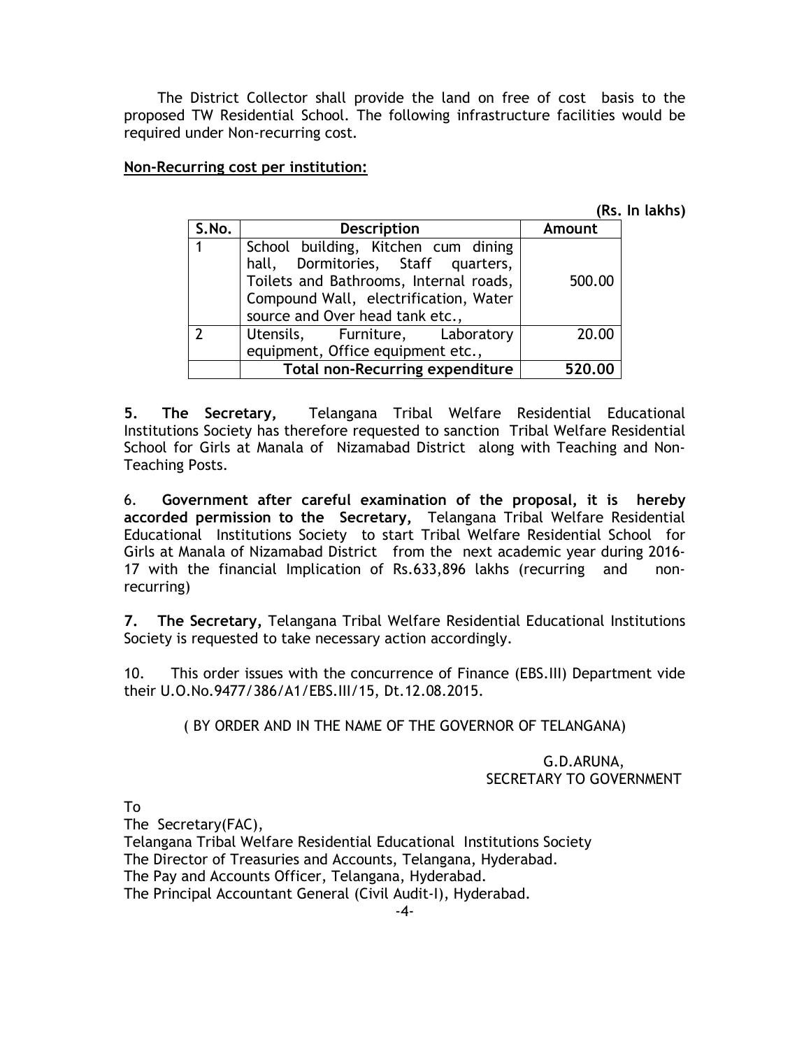The District Collector shall provide the land on free of cost basis to the proposed TW Residential School. The following infrastructure facilities would be required under Non-recurring cost.

**Non-Recurring cost per institution:**

**(Rs. In lakhs)**

| S.No. | Description | Amount |
|---|---|---|
| 1 | School building, Kitchen cum dining hall, Dormitories, Staff quarters, Toilets and Bathrooms, Internal roads, Compound Wall, electrification, Water source and Over head tank etc., | 500.00 |
| 2 | Utensils, Furniture, Laboratory equipment, Office equipment etc., | 20.00 |
| | **Total non-Recurring expenditure** | **520.00** |

**5. The Secretary,** Telangana Tribal Welfare Residential Educational Institutions Society has therefore requested to sanction Tribal Welfare Residential School for Girls at Manala of Nizamabad District along with Teaching and Non-Teaching Posts.

6. **Government after careful examination of the proposal, it is hereby accorded permission to the Secretary,** Telangana Tribal Welfare Residential Educational Institutions Society to start Tribal Welfare Residential School for Girls at Manala of Nizamabad District from the next academic year during 2016-17 with the financial Implication of Rs.633,896 lakhs (recurring and non-recurring)

**7. The Secretary,** Telangana Tribal Welfare Residential Educational Institutions Society is requested to take necessary action accordingly.

10. This order issues with the concurrence of Finance (EBS.III) Department vide their U.O.No.9477/386/A1/EBS.III/15, Dt.12.08.2015.

( BY ORDER AND IN THE NAME OF THE GOVERNOR OF TELANGANA)

G.D.ARUNA,
SECRETARY TO GOVERNMENT

To
The Secretary(FAC),
Telangana Tribal Welfare Residential Educational Institutions Society
The Director of Treasuries and Accounts, Telangana, Hyderabad.
The Pay and Accounts Officer, Telangana, Hyderabad.
The Principal Accountant General (Civil Audit-I), Hyderabad.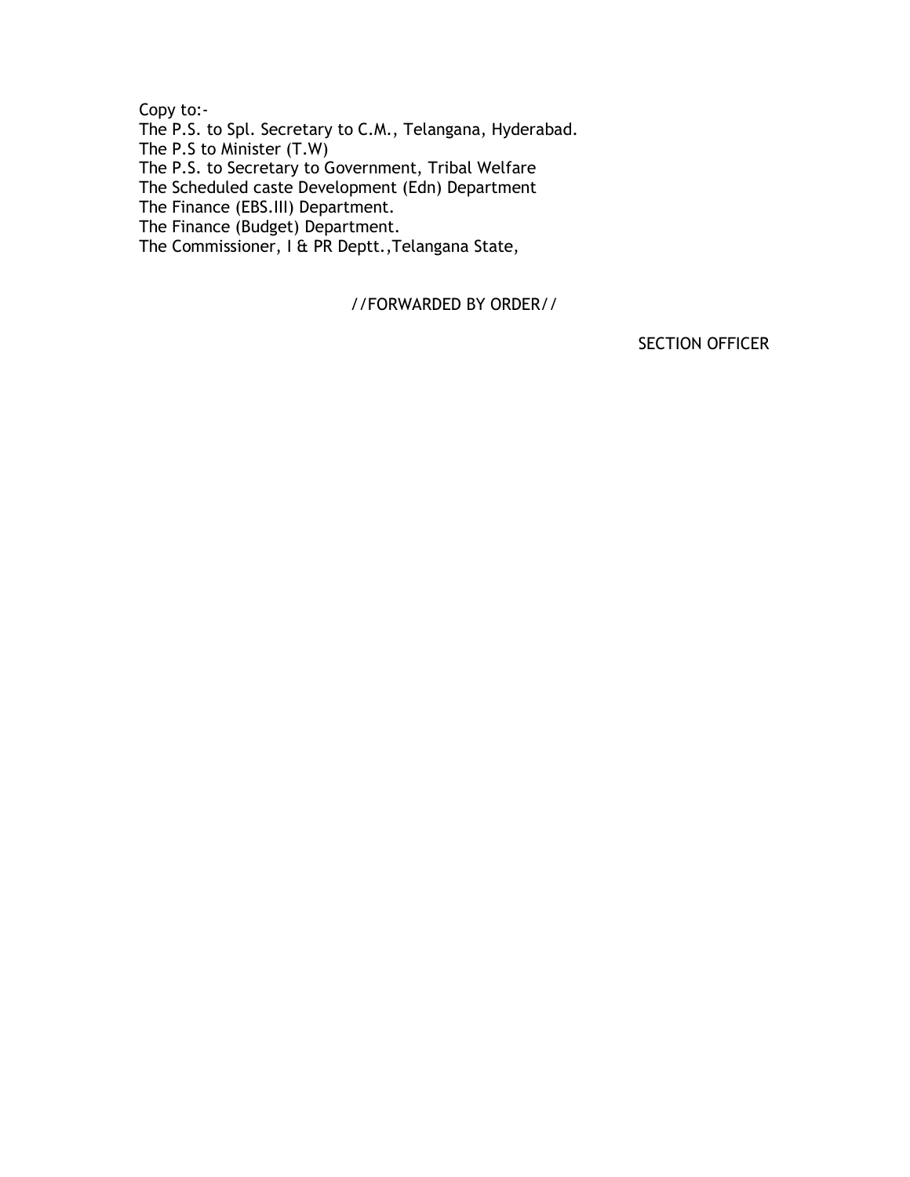Copy to:-
The P.S. to Spl. Secretary to C.M., Telangana, Hyderabad.
The P.S to Minister (T.W)
The P.S. to Secretary to Government, Tribal Welfare
The Scheduled caste Development (Edn) Department
The Finance (EBS.III) Department.
The Finance (Budget) Department.
The Commissioner, I & PR Deptt.,Telangana State,

//FORWARDED BY ORDER//

SECTION OFFICER